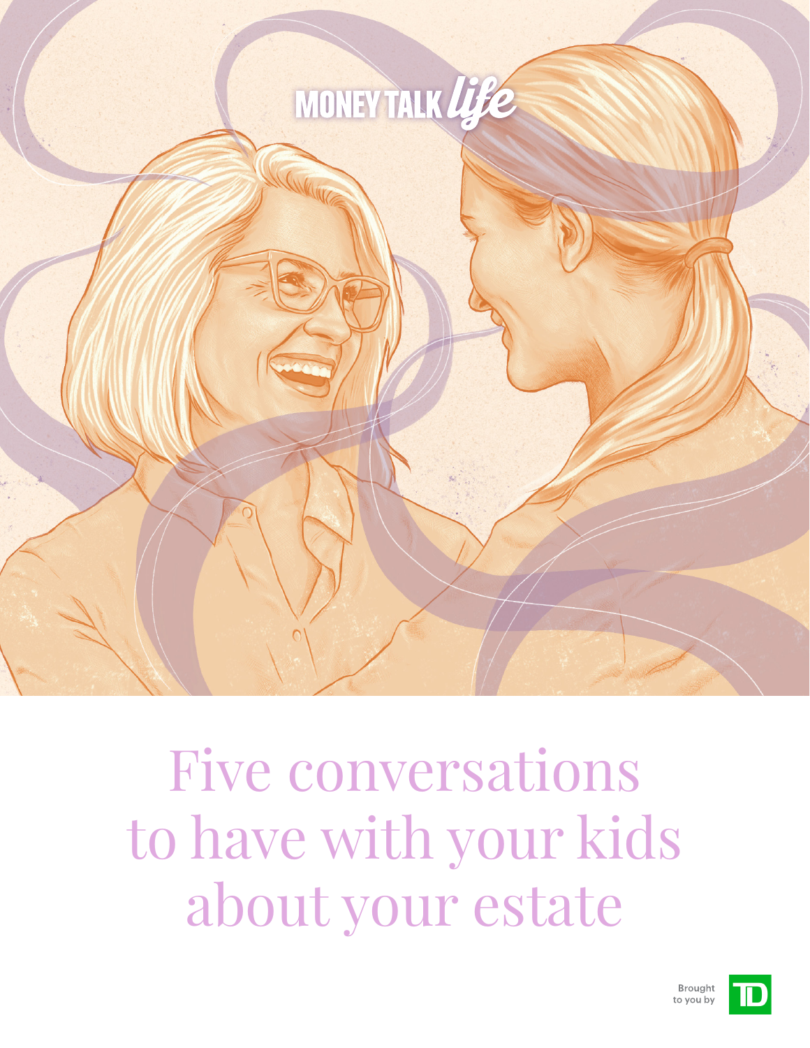MONEY TALK *life*

# Five conversations to have with your kids about your estate

Brought to you by TD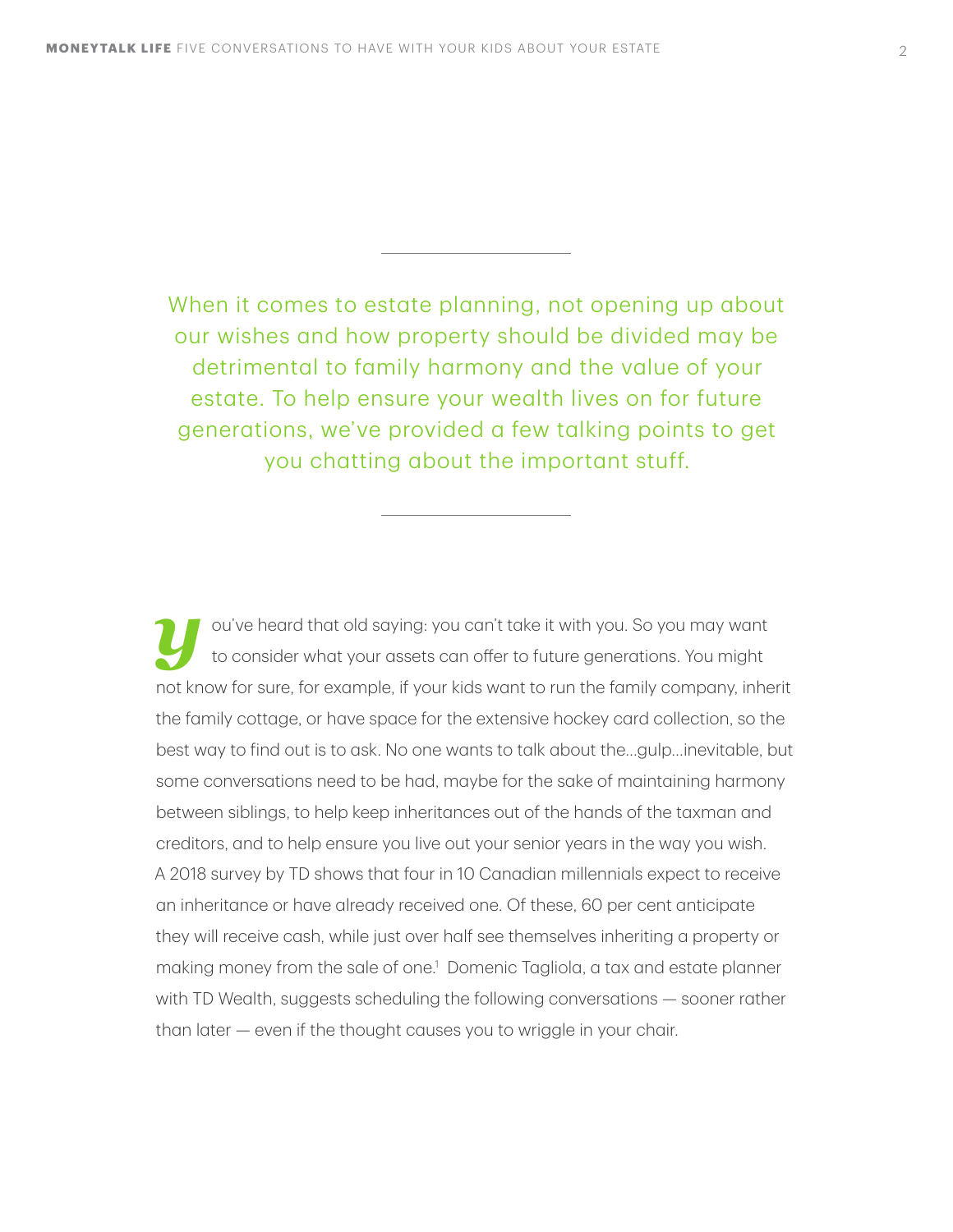When it comes to estate planning, not opening up about our wishes and how property should be divided may be detrimental to family harmony and the value of your estate. To help ensure your wealth lives on for future generations, we've provided a few talking points to get you chatting about the important stuff.

You've heard that old saying: you can't take it with you. So you may want to consider what your assets can offer to future generations. You might not know for sure, for example, if your kids want to run the family company, inherit the family cottage, or have space for the extensive hockey card collection, so the best way to find out is to ask. No one wants to talk about the...gulp...inevitable, but some conversations need to be had, maybe for the sake of maintaining harmony between siblings, to help keep inheritances out of the hands of the taxman and creditors, and to help ensure you live out your senior years in the way you wish. A 2018 survey by TD shows that four in 10 Canadian millennials expect to receive an inheritance or have already received one. Of these, 60 per cent anticipate they will receive cash, while just over half see themselves inheriting a property or making money from the sale of one.[1] Domenic Tagliola, a tax and estate planner with TD Wealth, suggests scheduling the following conversations — sooner rather than later — even if the thought causes you to wriggle in your chair.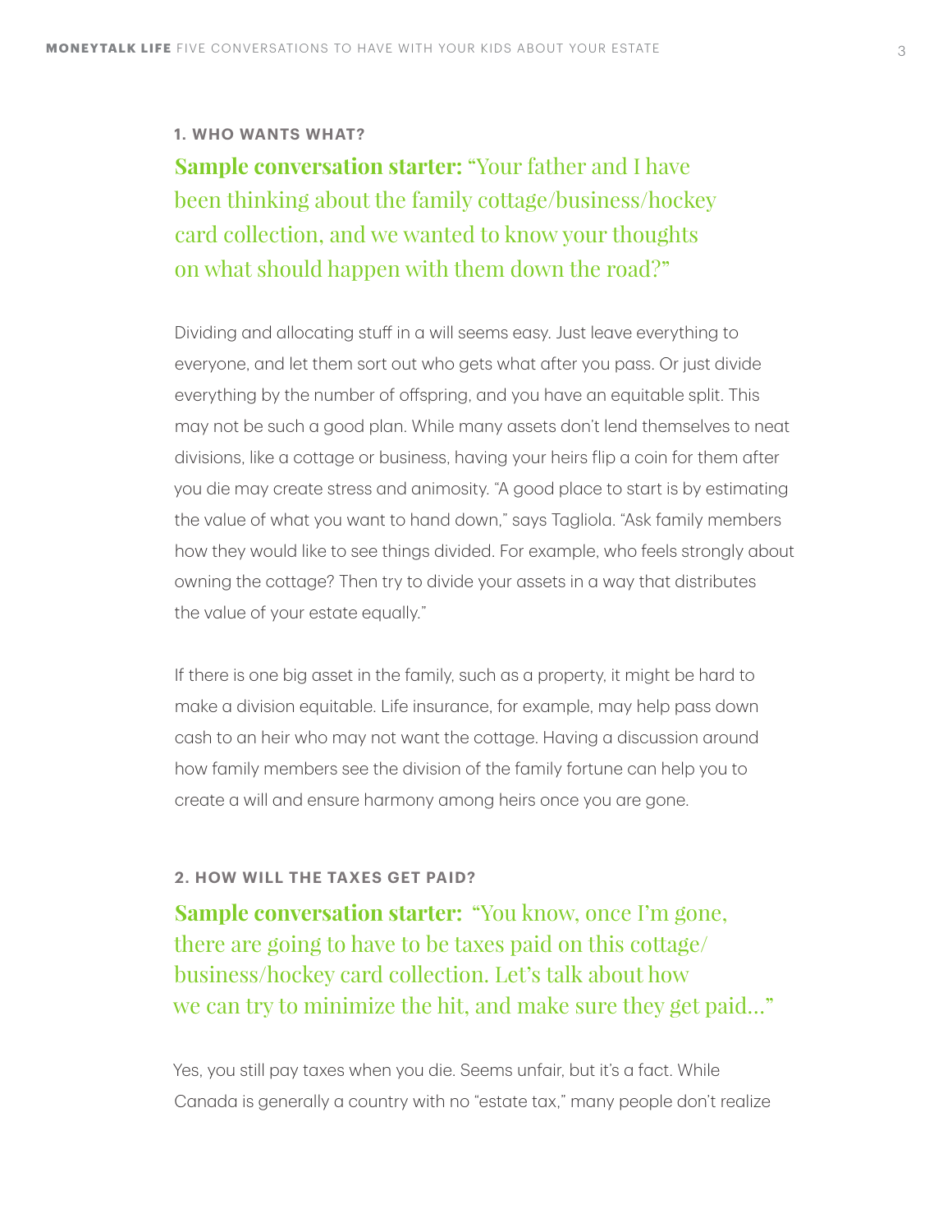### 1. WHO WANTS WHAT?

**Sample conversation starter:** "Your father and I have been thinking about the family cottage/business/hockey card collection, and we wanted to know your thoughts on what should happen with them down the road?"

Dividing and allocating stuff in a will seems easy. Just leave everything to everyone, and let them sort out who gets what after you pass. Or just divide everything by the number of offspring, and you have an equitable split. This may not be such a good plan. While many assets don't lend themselves to neat divisions, like a cottage or business, having your heirs flip a coin for them after you die may create stress and animosity. "A good place to start is by estimating the value of what you want to hand down," says Tagliola. "Ask family members how they would like to see things divided. For example, who feels strongly about owning the cottage? Then try to divide your assets in a way that distributes the value of your estate equally."

If there is one big asset in the family, such as a property, it might be hard to make a division equitable. Life insurance, for example, may help pass down cash to an heir who may not want the cottage. Having a discussion around how family members see the division of the family fortune can help you to create a will and ensure harmony among heirs once you are gone.

### 2. HOW WILL THE TAXES GET PAID?

**Sample conversation starter:** "You know, once I'm gone, there are going to have to be taxes paid on this cottage/business/hockey card collection. Let's talk about how we can try to minimize the hit, and make sure they get paid…"

Yes, you still pay taxes when you die. Seems unfair, but it's a fact. While Canada is generally a country with no "estate tax," many people don't realize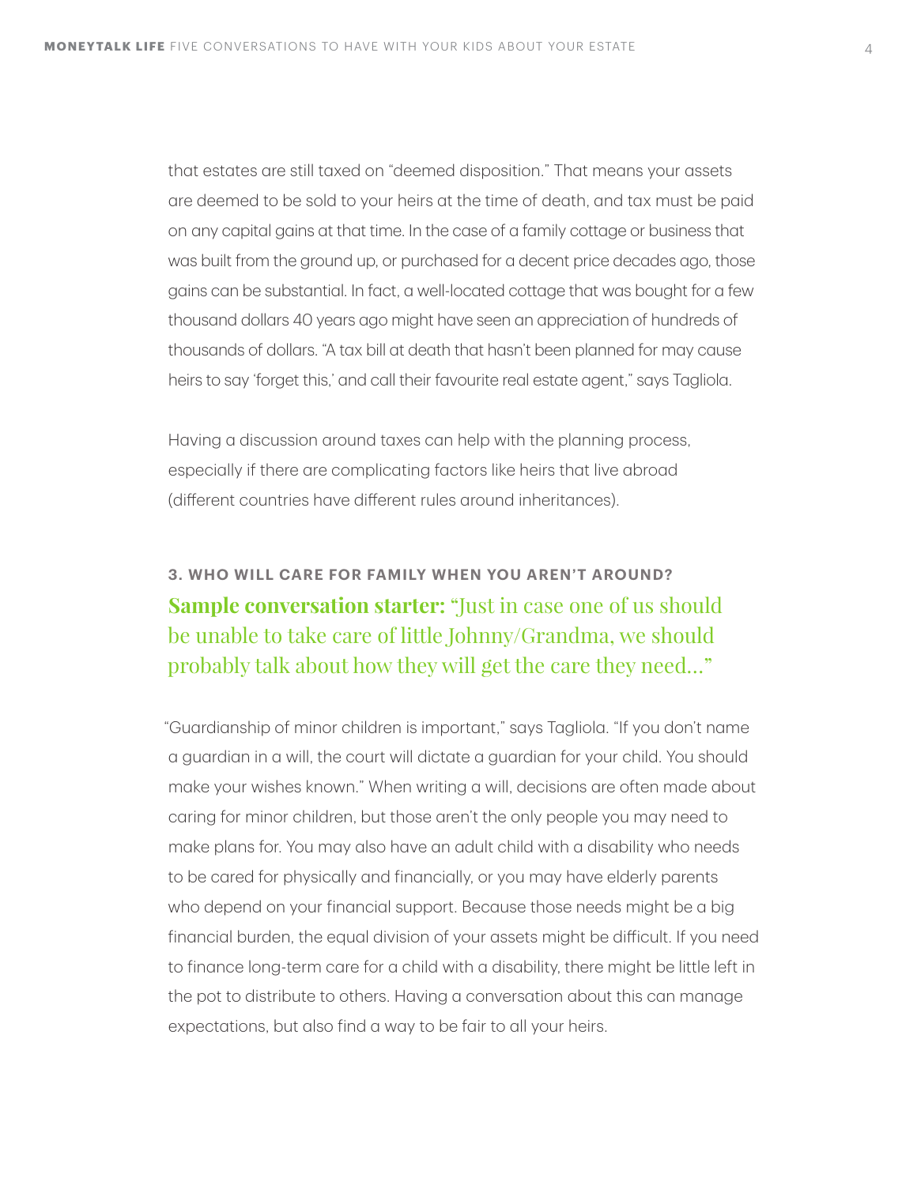that estates are still taxed on "deemed disposition." That means your assets are deemed to be sold to your heirs at the time of death, and tax must be paid on any capital gains at that time. In the case of a family cottage or business that was built from the ground up, or purchased for a decent price decades ago, those gains can be substantial. In fact, a well-located cottage that was bought for a few thousand dollars 40 years ago might have seen an appreciation of hundreds of thousands of dollars. "A tax bill at death that hasn't been planned for may cause heirs to say 'forget this,' and call their favourite real estate agent," says Tagliola.

Having a discussion around taxes can help with the planning process, especially if there are complicating factors like heirs that live abroad (different countries have different rules around inheritances).

### 3. WHO WILL CARE FOR FAMILY WHEN YOU AREN'T AROUND?

**Sample conversation starter:** "Just in case one of us should be unable to take care of little Johnny/Grandma, we should probably talk about how they will get the care they need…"

"Guardianship of minor children is important," says Tagliola. "If you don't name a guardian in a will, the court will dictate a guardian for your child. You should make your wishes known." When writing a will, decisions are often made about caring for minor children, but those aren't the only people you may need to make plans for. You may also have an adult child with a disability who needs to be cared for physically and financially, or you may have elderly parents who depend on your financial support. Because those needs might be a big financial burden, the equal division of your assets might be difficult. If you need to finance long-term care for a child with a disability, there might be little left in the pot to distribute to others. Having a conversation about this can manage expectations, but also find a way to be fair to all your heirs.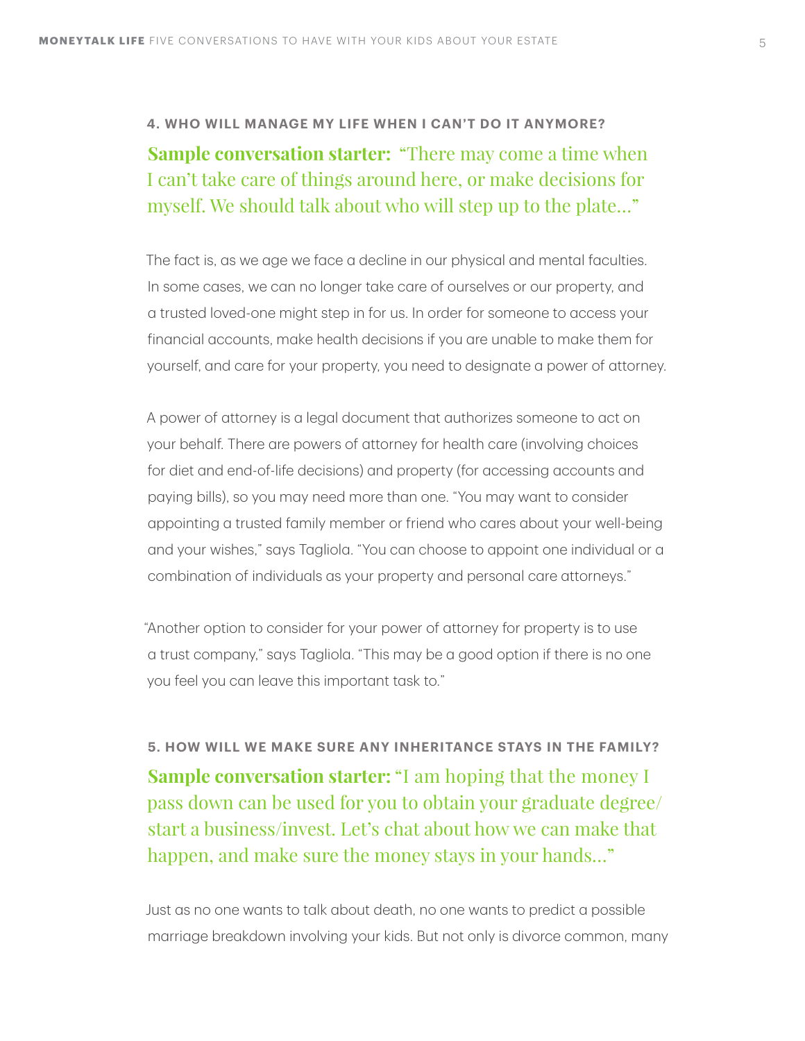#### 4. WHO WILL MANAGE MY LIFE WHEN I CAN'T DO IT ANYMORE?

**Sample conversation starter:** "There may come a time when I can't take care of things around here, or make decisions for myself. We should talk about who will step up to the plate..."

The fact is, as we age we face a decline in our physical and mental faculties. In some cases, we can no longer take care of ourselves or our property, and a trusted loved-one might step in for us. In order for someone to access your financial accounts, make health decisions if you are unable to make them for yourself, and care for your property, you need to designate a power of attorney.

A power of attorney is a legal document that authorizes someone to act on your behalf. There are powers of attorney for health care (involving choices for diet and end-of-life decisions) and property (for accessing accounts and paying bills), so you may need more than one. "You may want to consider appointing a trusted family member or friend who cares about your well-being and your wishes," says Tagliola. "You can choose to appoint one individual or a combination of individuals as your property and personal care attorneys."

"Another option to consider for your power of attorney for property is to use a trust company," says Tagliola. "This may be a good option if there is no one you feel you can leave this important task to."

#### 5. HOW WILL WE MAKE SURE ANY INHERITANCE STAYS IN THE FAMILY?

**Sample conversation starter:** "I am hoping that the money I pass down can be used for you to obtain your graduate degree/ start a business/invest. Let's chat about how we can make that happen, and make sure the money stays in your hands..."

Just as no one wants to talk about death, no one wants to predict a possible marriage breakdown involving your kids. But not only is divorce common, many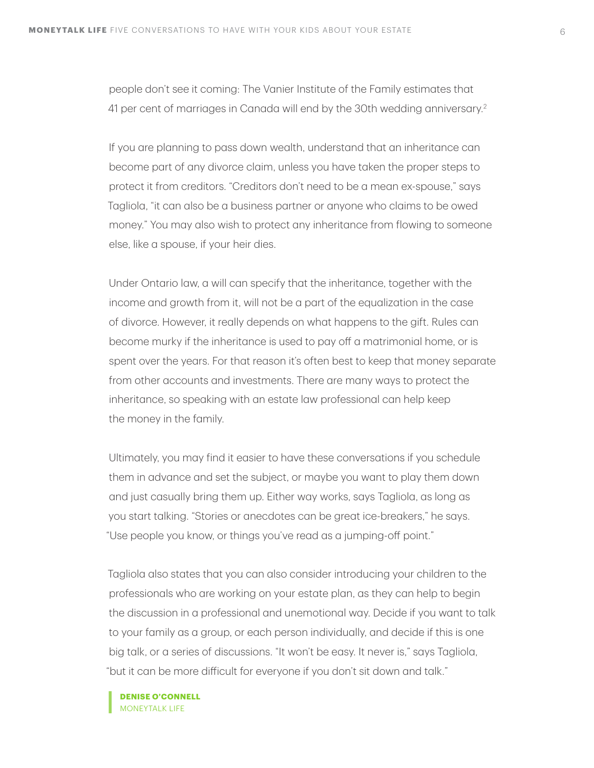people don't see it coming: The Vanier Institute of the Family estimates that 41 per cent of marriages in Canada will end by the 30th wedding anniversary.[2]

If you are planning to pass down wealth, understand that an inheritance can become part of any divorce claim, unless you have taken the proper steps to protect it from creditors. "Creditors don't need to be a mean ex-spouse," says Tagliola, "it can also be a business partner or anyone who claims to be owed money." You may also wish to protect any inheritance from flowing to someone else, like a spouse, if your heir dies.

Under Ontario law, a will can specify that the inheritance, together with the income and growth from it, will not be a part of the equalization in the case of divorce. However, it really depends on what happens to the gift. Rules can become murky if the inheritance is used to pay off a matrimonial home, or is spent over the years. For that reason it's often best to keep that money separate from other accounts and investments. There are many ways to protect the inheritance, so speaking with an estate law professional can help keep the money in the family.

Ultimately, you may find it easier to have these conversations if you schedule them in advance and set the subject, or maybe you want to play them down and just casually bring them up. Either way works, says Tagliola, as long as you start talking. "Stories or anecdotes can be great ice-breakers," he says. "Use people you know, or things you've read as a jumping-off point."

Tagliola also states that you can also consider introducing your children to the professionals who are working on your estate plan, as they can help to begin the discussion in a professional and unemotional way. Decide if you want to talk to your family as a group, or each person individually, and decide if this is one big talk, or a series of discussions. "It won't be easy. It never is," says Tagliola, "but it can be more difficult for everyone if you don't sit down and talk."

**DENISE O'CONNELL**
MONEYTALK LIFE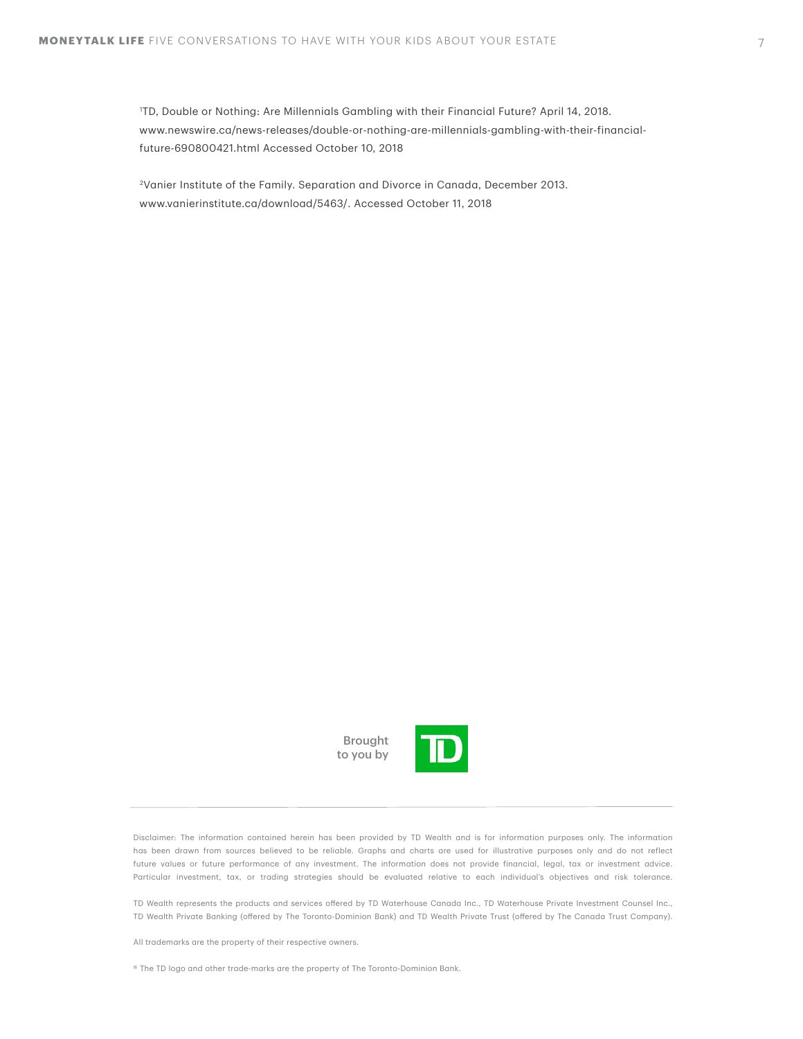[1]TD, Double or Nothing: Are Millennials Gambling with their Financial Future? April 14, 2018. www.newswire.ca/news-releases/double-or-nothing-are-millennials-gambling-with-their-financial-future-690800421.html Accessed October 10, 2018

[2]Vanier Institute of the Family. Separation and Divorce in Canada, December 2013. www.vanierinstitute.ca/download/5463/. Accessed October 11, 2018

Brought to you by TD

Disclaimer: The information contained herein has been provided by TD Wealth and is for information purposes only. The information has been drawn from sources believed to be reliable. Graphs and charts are used for illustrative purposes only and do not reflect future values or future performance of any investment. The information does not provide financial, legal, tax or investment advice. Particular investment, tax, or trading strategies should be evaluated relative to each individual's objectives and risk tolerance.

TD Wealth represents the products and services offered by TD Waterhouse Canada Inc., TD Waterhouse Private Investment Counsel Inc., TD Wealth Private Banking (offered by The Toronto-Dominion Bank) and TD Wealth Private Trust (offered by The Canada Trust Company).

All trademarks are the property of their respective owners.

® The TD logo and other trade-marks are the property of The Toronto-Dominion Bank.